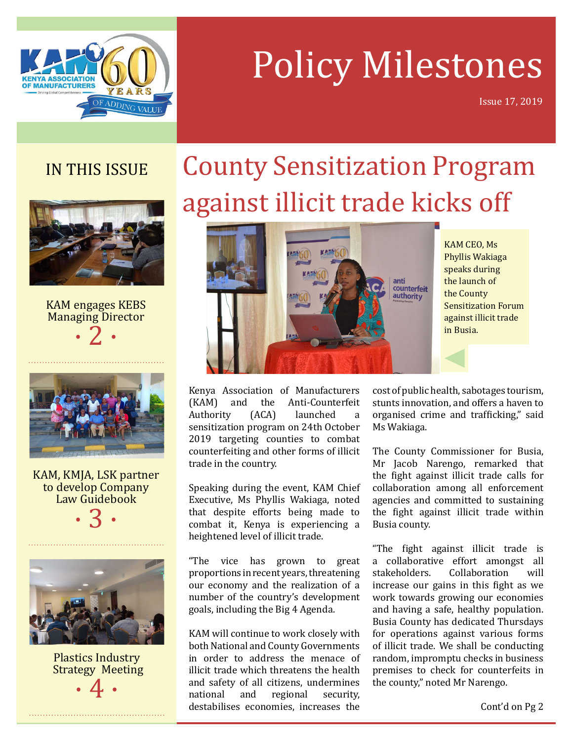# Policy Milestones

Issue 17, 2019

## IN THIS ISSUE

KAM engages KEBS Managing Director
· 2 ·

KAM, KMJA, LSK partner to develop Company Law Guidebook
· 3 ·

Plastics Industry Strategy Meeting
· 4 ·

# County Sensitization Program against illicit trade kicks off

KAM CEO, Ms Phyllis Wakiaga speaks during the launch of the County Sensitization Forum against illicit trade in Busia.

Kenya Association of Manufacturers (KAM) and the Anti-Counterfeit Authority (ACA) launched a sensitization program on 24th October 2019 targeting counties to combat counterfeiting and other forms of illicit trade in the country.

Speaking during the event, KAM Chief Executive, Ms Phyllis Wakiaga, noted that despite efforts being made to combat it, Kenya is experiencing a heightened level of illicit trade.

"The vice has grown to great proportions in recent years, threatening our economy and the realization of a number of the country's development goals, including the Big 4 Agenda.

KAM will continue to work closely with both National and County Governments in order to address the menace of illicit trade which threatens the health and safety of all citizens, undermines national and regional security, destabilises economies, increases the cost of public health, sabotages tourism, stunts innovation, and offers a haven to organised crime and trafficking," said Ms Wakiaga.

The County Commissioner for Busia, Mr Jacob Narengo, remarked that the fight against illicit trade calls for collaboration among all enforcement agencies and committed to sustaining the fight against illicit trade within Busia county.

"The fight against illicit trade is a collaborative effort amongst all stakeholders. Collaboration will increase our gains in this fight as we work towards growing our economies and having a safe, healthy population. Busia County has dedicated Thursdays for operations against various forms of illicit trade. We shall be conducting random, impromptu checks in business premises to check for counterfeits in the county," noted Mr Narengo.

Cont'd on Pg 2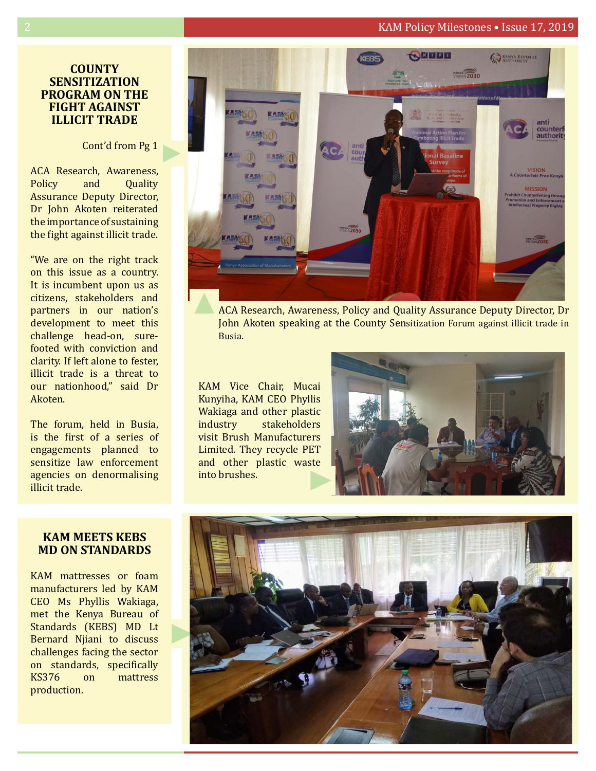## COUNTY SENSITIZATION PROGRAM ON THE FIGHT AGAINST ILLICIT TRADE

Cont'd from Pg 1

ACA Research, Awareness, Policy and Quality Assurance Deputy Director, Dr John Akoten reiterated the importance of sustaining the fight against illicit trade.

"We are on the right track on this issue as a country. It is incumbent upon us as citizens, stakeholders and partners in our nation's development to meet this challenge head-on, sure-footed with conviction and clarity. If left alone to fester, illicit trade is a threat to our nationhood," said Dr Akoten.

The forum, held in Busia, is the first of a series of engagements planned to sensitize law enforcement agencies on denormalising illicit trade.

ACA Research, Awareness, Policy and Quality Assurance Deputy Director, Dr John Akoten speaking at the County Sensitization Forum against illicit trade in Busia.

KAM Vice Chair, Mucai Kunyiha, KAM CEO Phyllis Wakiaga and other plastic industry stakeholders visit Brush Manufacturers Limited. They recycle PET and other plastic waste into brushes.

## KAM MEETS KEBS MD ON STANDARDS

KAM mattresses or foam manufacturers led by KAM CEO Ms Phyllis Wakiaga, met the Kenya Bureau of Standards (KEBS) MD Lt Bernard Njiani to discuss challenges facing the sector on standards, specifically KS376 on mattress production.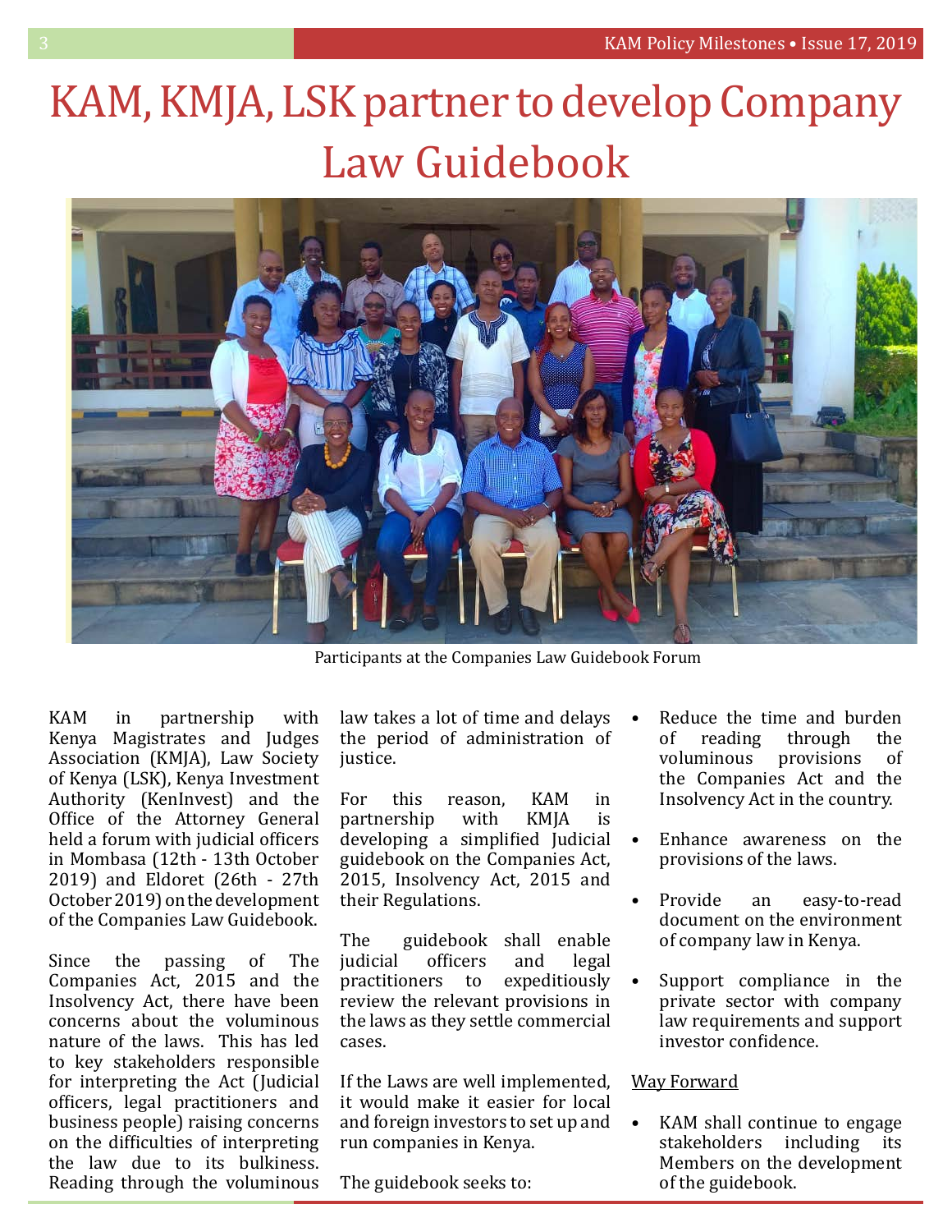# KAM, KMJA, LSK partner to develop Company Law Guidebook

Participants at the Companies Law Guidebook Forum

KAM in partnership with Kenya Magistrates and Judges Association (KMJA), Law Society of Kenya (LSK), Kenya Investment Authority (KenInvest) and the Office of the Attorney General held a forum with judicial officers in Mombasa (12th - 13th October 2019) and Eldoret (26th - 27th October 2019) on the development of the Companies Law Guidebook.

Since the passing of The Companies Act, 2015 and the Insolvency Act, there have been concerns about the voluminous nature of the laws. This has led to key stakeholders responsible for interpreting the Act (Judicial officers, legal practitioners and business people) raising concerns on the difficulties of interpreting the law due to its bulkiness. Reading through the voluminous law takes a lot of time and delays the period of administration of justice.

For this reason, KAM in partnership with KMJA is developing a simplified Judicial guidebook on the Companies Act, 2015, Insolvency Act, 2015 and their Regulations.

The guidebook shall enable judicial officers and legal practitioners to expeditiously review the relevant provisions in the laws as they settle commercial cases.

If the Laws are well implemented, it would make it easier for local and foreign investors to set up and run companies in Kenya.

The guidebook seeks to:

- Reduce the time and burden of reading through the voluminous provisions of the Companies Act and the Insolvency Act in the country.
- Enhance awareness on the provisions of the laws.
- Provide an easy-to-read document on the environment of company law in Kenya.
- Support compliance in the private sector with company law requirements and support investor confidence.

Way Forward

- KAM shall continue to engage stakeholders including its Members on the development of the guidebook.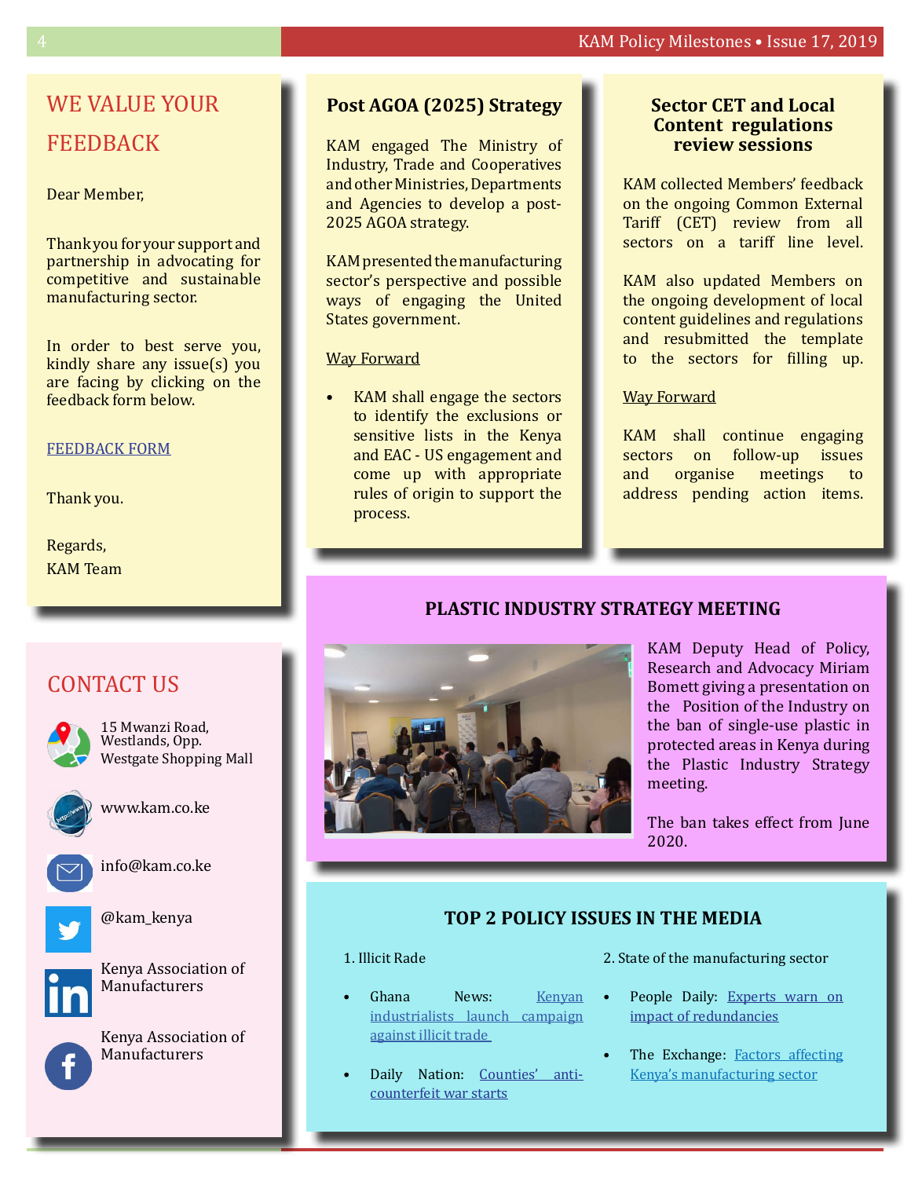## WE VALUE YOUR FEEDBACK

Dear Member,

Thank you for your support and partnership in advocating for competitive and sustainable manufacturing sector.

In order to best serve you, kindly share any issue(s) you are facing by clicking on the feedback form below.

FEEDBACK FORM

Thank you.

Regards,
KAM Team

## CONTACT US

15 Mwanzi Road, Westlands, Opp. Westgate Shopping Mall

www.kam.co.ke

info@kam.co.ke

@kam_kenya

Kenya Association of Manufacturers

Kenya Association of Manufacturers

## Post AGOA (2025) Strategy

KAM engaged The Ministry of Industry, Trade and Cooperatives and other Ministries, Departments and Agencies to develop a post-2025 AGOA strategy.

KAM presented the manufacturing sector's perspective and possible ways of engaging the United States government.

Way Forward

- KAM shall engage the sectors to identify the exclusions or sensitive lists in the Kenya and EAC - US engagement and come up with appropriate rules of origin to support the process.

## Sector CET and Local Content regulations review sessions

KAM collected Members' feedback on the ongoing Common External Tariff (CET) review from all sectors on a tariff line level.

KAM also updated Members on the ongoing development of local content guidelines and regulations and resubmitted the template to the sectors for filling up.

Way Forward

KAM shall continue engaging sectors on follow-up issues and organise meetings to address pending action items.

## PLASTIC INDUSTRY STRATEGY MEETING

KAM Deputy Head of Policy, Research and Advocacy Miriam Bomett giving a presentation on the Position of the Industry on the ban of single-use plastic in protected areas in Kenya during the Plastic Industry Strategy meeting.

The ban takes effect from June 2020.

## TOP 2 POLICY ISSUES IN THE MEDIA

1. Illicit Rade

- Ghana News: Kenyan industrialists launch campaign against illicit trade
- Daily Nation: Counties' anti-counterfeit war starts

2. State of the manufacturing sector

- People Daily: Experts warn on impact of redundancies
- The Exchange: Factors affecting Kenya's manufacturing sector